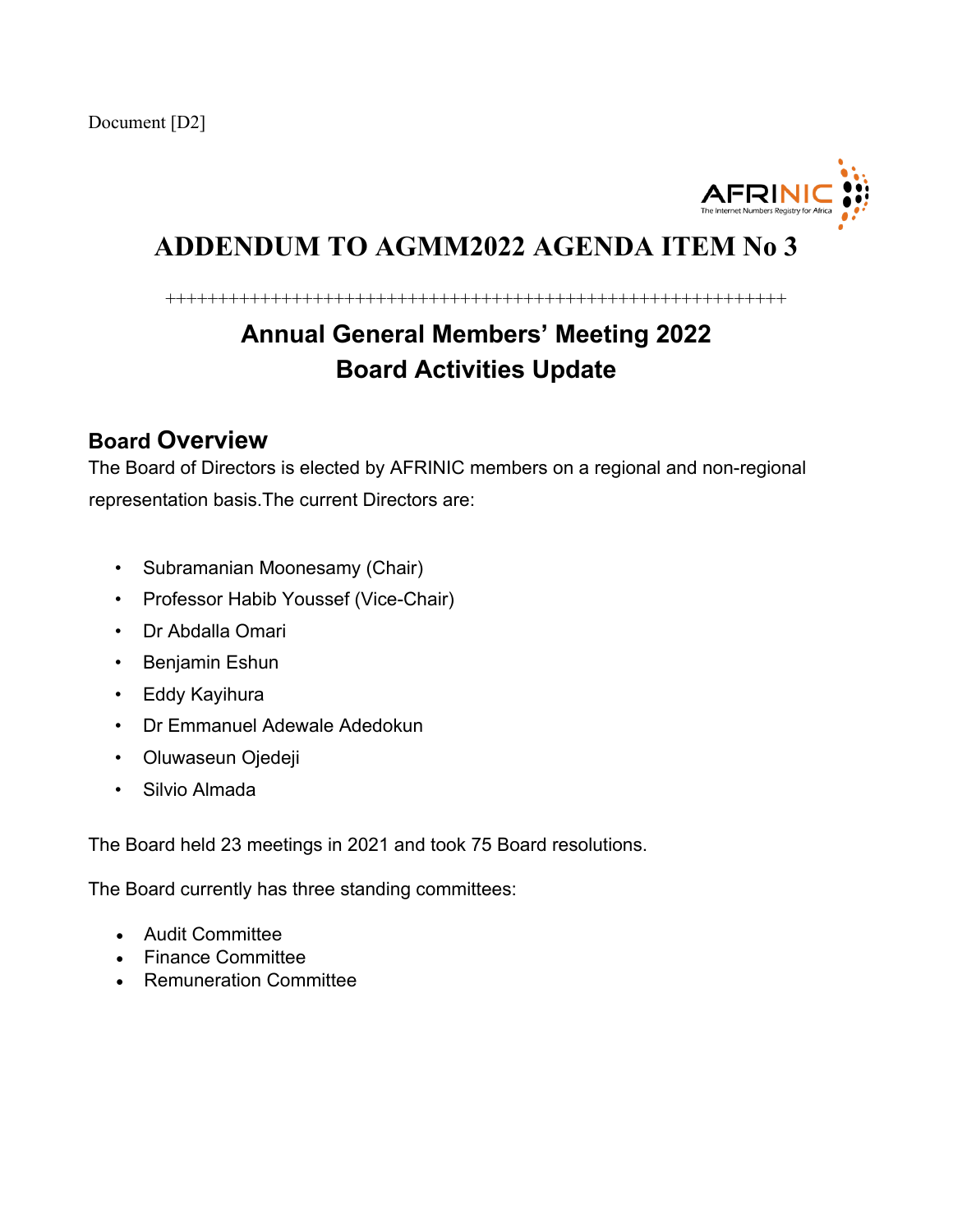Document [D2]

# ADDENDUM TO AGMM2022 AGENDA ITEM No 3

++++++++++++++++++++++++++++++++++++++++++++++++++++++++++++++++

## Annual General Members' Meeting 2022
## Board Activities Update

### Board Overview

The Board of Directors is elected by AFRINIC members on a regional and non-regional representation basis.The current Directors are:

- Subramanian Moonesamy (Chair)
- Professor Habib Youssef (Vice-Chair)
- Dr Abdalla Omari
- Benjamin Eshun
- Eddy Kayihura
- Dr Emmanuel Adewale Adedokun
- Oluwaseun Ojedeji
- Silvio Almada

The Board held 23 meetings in 2021 and took 75 Board resolutions.

The Board currently has three standing committees:

- Audit Committee
- Finance Committee
- Remuneration Committee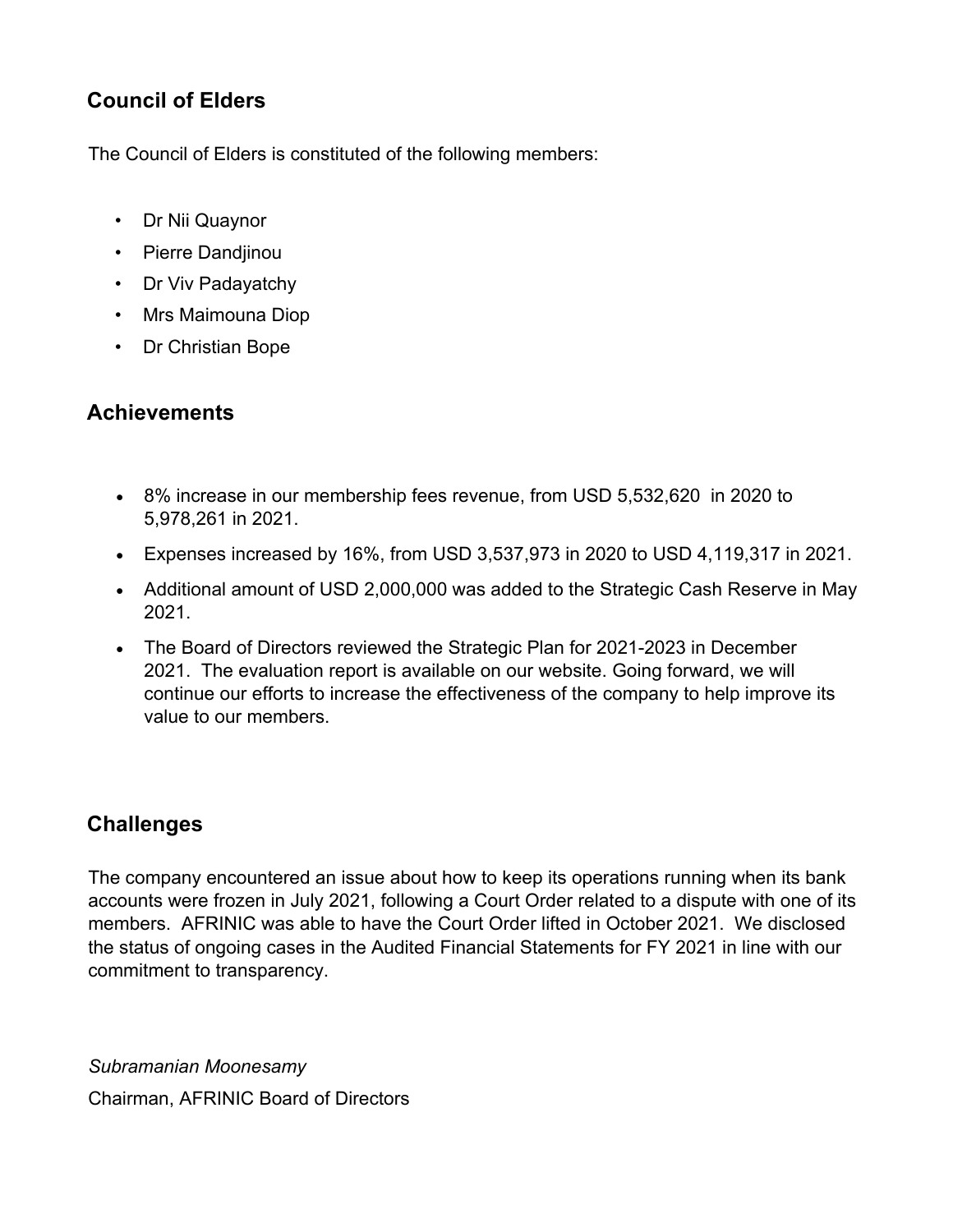## Council of Elders

The Council of Elders is constituted of the following members:

- Dr Nii Quaynor
- Pierre Dandjinou
- Dr Viv Padayatchy
- Mrs Maimouna Diop
- Dr Christian Bope

## Achievements

- 8% increase in our membership fees revenue, from USD 5,532,620 in 2020 to 5,978,261 in 2021.
- Expenses increased by 16%, from USD 3,537,973 in 2020 to USD 4,119,317 in 2021.
- Additional amount of USD 2,000,000 was added to the Strategic Cash Reserve in May 2021.
- The Board of Directors reviewed the Strategic Plan for 2021-2023 in December 2021. The evaluation report is available on our website. Going forward, we will continue our efforts to increase the effectiveness of the company to help improve its value to our members.

## Challenges

The company encountered an issue about how to keep its operations running when its bank accounts were frozen in July 2021, following a Court Order related to a dispute with one of its members. AFRINIC was able to have the Court Order lifted in October 2021. We disclosed the status of ongoing cases in the Audited Financial Statements for FY 2021 in line with our commitment to transparency.

*Subramanian Moonesamy*

Chairman, AFRINIC Board of Directors